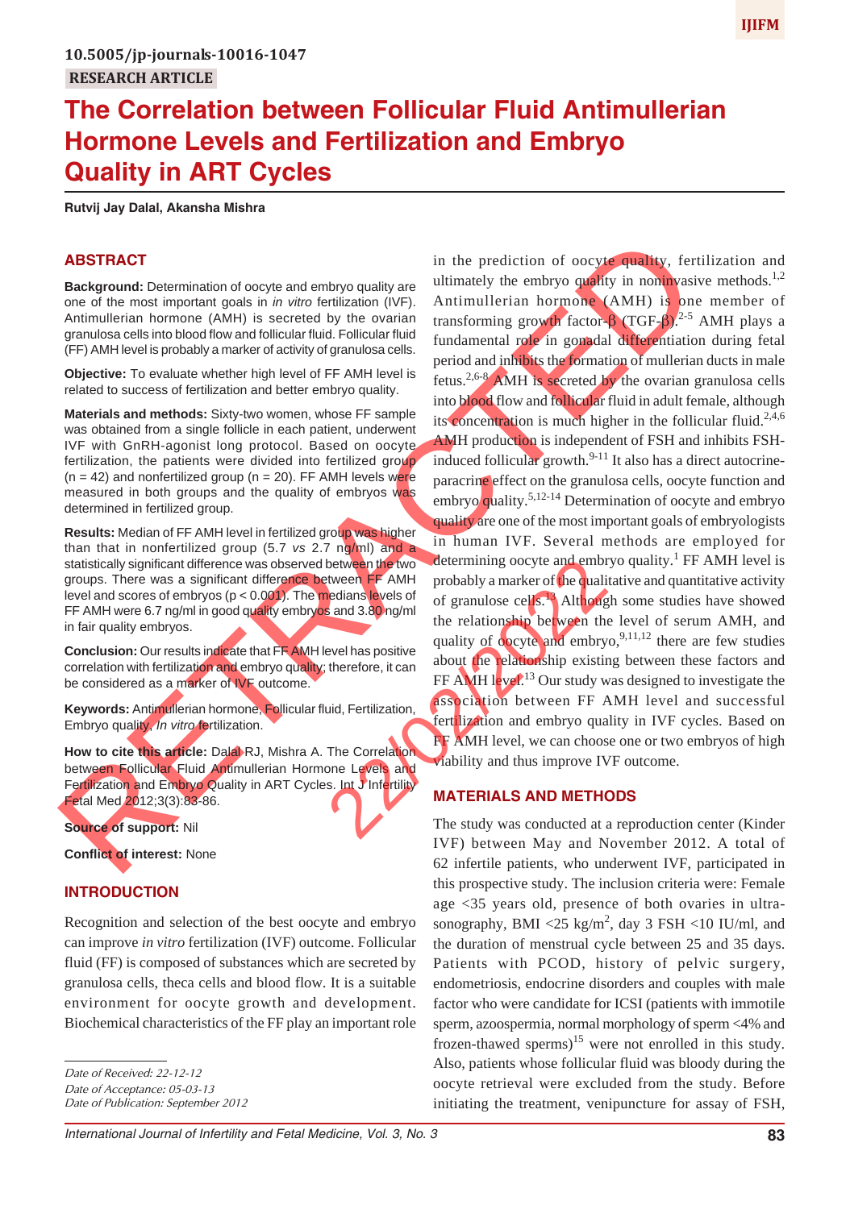10.5005/jp-journals-10016-1047

RESEARCH ARTICLE

# The Correlation between Follicular Fluid Antimullerian Hormone Levels and Fertilization and Embryo Quality in ART Cycles

**Rutvij Jay Dalal, Akansha Mishra**

## ABSTRACT

**Background:** Determination of oocyte and embryo quality are one of the most important goals in *in vitro* fertilization (IVF). Antimullerian hormone (AMH) is secreted by the ovarian granulosa cells into blood flow and follicular fluid. Follicular fluid (FF) AMH level is probably a marker of activity of granulosa cells.

**Objective:** To evaluate whether high level of FF AMH level is related to success of fertilization and better embryo quality.

**Materials and methods:** Sixty-two women, whose FF sample was obtained from a single follicle in each patient, underwent IVF with GnRH-agonist long protocol. Based on oocyte fertilization, the patients were divided into fertilized group ($n = 42$) and nonfertilized group ($n = 20$). FF AMH levels were measured in both groups and the quality of embryos was determined in fertilized group.

**Results:** Median of FF AMH level in fertilized group was higher than that in nonfertilized group (5.7 *vs* 2.7 ng/ml) and a statistically significant difference was observed between the two groups. There was a significant difference between FF AMH level and scores of embryos ($p < 0.001$). The medians levels of FF AMH were 6.7 ng/ml in good quality embryos and 3.80 ng/ml in fair quality embryos.

**Conclusion:** Our results indicate that FF AMH level has positive correlation with fertilization and embryo quality; therefore, it can be considered as a marker of IVF outcome.

**Keywords:** Antimullerian hormone, Follicular fluid, Fertilization, Embryo quality, *In vitro* fertilization.

**How to cite this article:** Dalal RJ, Mishra A. The Correlation between Follicular Fluid Antimullerian Hormone Levels and Fertilization and Embryo Quality in ART Cycles. Int J Infertility Fetal Med 2012;3(3):83-86.

**Source of support:** Nil

**Conflict of interest:** None

## INTRODUCTION

Recognition and selection of the best oocyte and embryo can improve *in vitro* fertilization (IVF) outcome. Follicular fluid (FF) is composed of substances which are secreted by granulosa cells, theca cells and blood flow. It is a suitable environment for oocyte growth and development. Biochemical characteristics of the FF play an important role in the prediction of oocyte quality, fertilization and ultimately the embryo quality in noninvasive methods.[1,2] Antimullerian hormone (AMH) is one member of transforming growth factor-β (TGF-β).[2-5] AMH plays a fundamental role in gonadal differentiation during fetal period and inhibits the formation of mullerian ducts in male fetus.[2,6-8] AMH is secreted by the ovarian granulosa cells into blood flow and follicular fluid in adult female, although its concentration is much higher in the follicular fluid.[2,4,6] AMH production is independent of FSH and inhibits FSH-induced follicular growth.[9-11] It also has a direct autocrine-paracrine effect on the granulosa cells, oocyte function and embryo quality.[5,12-14] Determination of oocyte and embryo quality are one of the most important goals of embryologists in human IVF. Several methods are employed for determining oocyte and embryo quality.[1] FF AMH level is probably a marker of the qualitative and quantitative activity of granulose cells.[13] Although some studies have showed the relationship between the level of serum AMH, and quality of oocyte and embryo,[9,11,12] there are few studies about the relationship existing between these factors and FF AMH level.[13] Our study was designed to investigate the association between FF AMH level and successful fertilization and embryo quality in IVF cycles. Based on FF AMH level, we can choose one or two embryos of high viability and thus improve IVF outcome.

## MATERIALS AND METHODS

The study was conducted at a reproduction center (Kinder IVF) between May and November 2012. A total of 62 infertile patients, who underwent IVF, participated in this prospective study. The inclusion criteria were: Female age <35 years old, presence of both ovaries in ultrasonography, BMI <25 kg/m$^2$, day 3 FSH <10 IU/ml, and the duration of menstrual cycle between 25 and 35 days. Patients with PCOD, history of pelvic surgery, endometriosis, endocrine disorders and couples with male factor who were candidate for ICSI (patients with immotile sperm, azoospermia, normal morphology of sperm <4% and frozen-thawed sperms)[15] were not enrolled in this study. Also, patients whose follicular fluid was bloody during the oocyte retrieval were excluded from the study. Before initiating the treatment, venipuncture for assay of FSH,

*Date of Received: 22-12-12*
*Date of Acceptance: 05-03-13*
*Date of Publication: September 2012*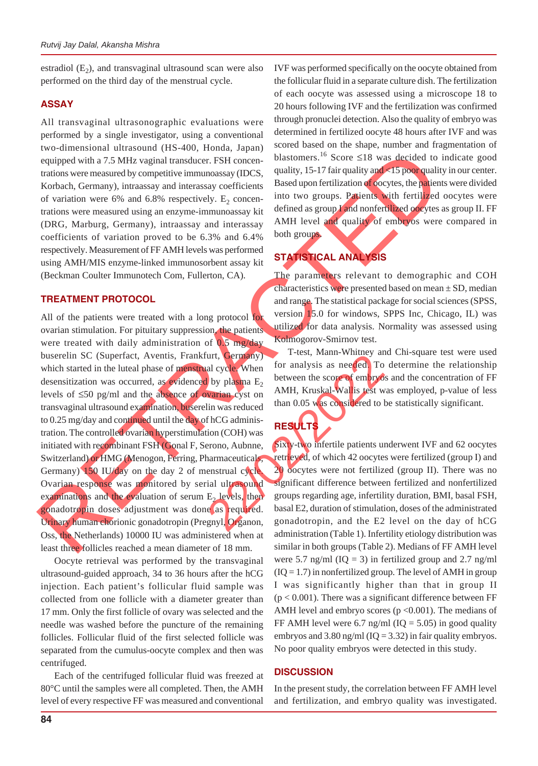estradiol ($E_2$), and transvaginal ultrasound scan were also performed on the third day of the menstrual cycle.

## ASSAY

All transvaginal ultrasonographic evaluations were performed by a single investigator, using a conventional two-dimensional ultrasound (HS-400, Honda, Japan) equipped with a 7.5 MHz vaginal transducer. FSH concentrations were measured by competitive immunoassay (IDCS, Korbach, Germany), intraassay and interassay coefficients of variation were 6% and 6.8% respectively. $E_2$ concentrations were measured using an enzyme-immunoassay kit (DRG, Marburg, Germany), intraassay and interassay coefficients of variation proved to be 6.3% and 6.4% respectively. Measurement of FF AMH levels was performed using AMH/MIS enzyme-linked immunosorbent assay kit (Beckman Coulter Immunotech Com, Fullerton, CA).

## TREATMENT PROTOCOL

All of the patients were treated with a long protocol for ovarian stimulation. For pituitary suppression, the patients were treated with daily administration of 0.5 mg/day buserelin SC (Superfact, Aventis, Frankfurt, Germany) which started in the luteal phase of menstrual cycle. When desensitization was occurred, as evidenced by plasma $E_2$ levels of ≤50 pg/ml and the absence of ovarian cyst on transvaginal ultrasound examination, buserelin was reduced to 0.25 mg/day and continued until the day of hCG administration. The controlled ovarian hyperstimulation (COH) was initiated with recombinant FSH (Gonal F, Serono, Aubnne, Switzerland) or HMG (Menogon, Ferring, Pharmaceuticals, Germany) 150 IU/day on the day 2 of menstrual cycle. Ovarian response was monitored by serial ultrasound examinations and the evaluation of serum $E_2$ levels, then gonadotropin doses adjustment was done as required. Urinary human chorionic gonadotropin (Pregnyl, Organon, Oss, the Netherlands) 10000 IU was administered when at least three follicles reached a mean diameter of 18 mm.

Oocyte retrieval was performed by the transvaginal ultrasound-guided approach, 34 to 36 hours after the hCG injection. Each patient's follicular fluid sample was collected from one follicle with a diameter greater than 17 mm. Only the first follicle of ovary was selected and the needle was washed before the puncture of the remaining follicles. Follicular fluid of the first selected follicle was separated from the cumulus-oocyte complex and then was centrifuged.

Each of the centrifuged follicular fluid was freezed at 80°C until the samples were all completed. Then, the AMH level of every respective FF was measured and conventional IVF was performed specifically on the oocyte obtained from the follicular fluid in a separate culture dish. The fertilization of each oocyte was assessed using a microscope 18 to 20 hours following IVF and the fertilization was confirmed through pronuclei detection. Also the quality of embryo was determined in fertilized oocyte 48 hours after IVF and was scored based on the shape, number and fragmentation of blastomeres.[16] Score ≤18 was decided to indicate good quality, 15-17 fair quality and <15 poor quality in our center. Based upon fertilization of oocytes, the patients were divided into two groups. Patients with fertilized oocytes were defined as group I and nonfertilized oocytes as group II. FF AMH level and quality of embryos were compared in both groups.

## STATISTICAL ANALYSIS

The parameters relevant to demographic and COH characteristics were presented based on mean ± SD, median and range. The statistical package for social sciences (SPSS, version 15.0 for windows, SPPS Inc, Chicago, IL) was utilized for data analysis. Normality was assessed using Kolmogorov-Smirnov test.

T-test, Mann-Whitney and Chi-square test were used for analysis as needed. To determine the relationship between the score of embryos and the concentration of FF AMH, Kruskal-Wallis test was employed, p-value of less than 0.05 was considered to be statistically significant.

## RESULTS

Sixty-two infertile patients underwent IVF and 62 oocytes retrieved, of which 42 oocytes were fertilized (group I) and 20 oocytes were not fertilized (group II). There was no significant difference between fertilized and nonfertilized groups regarding age, infertility duration, BMI, basal FSH, basal E2, duration of stimulation, doses of the administrated gonadotropin, and the E2 level on the day of hCG administration (Table 1). Infertility etiology distribution was similar in both groups (Table 2). Medians of FF AMH level were 5.7 ng/ml (IQ = 3) in fertilized group and 2.7 ng/ml (IQ = 1.7) in nonfertilized group. The level of AMH in group I was significantly higher than that in group II ($p < 0.001$). There was a significant difference between FF AMH level and embryo scores ($p < 0.001$). The medians of FF AMH level were 6.7 ng/ml (IQ = 5.05) in good quality embryos and 3.80 ng/ml (IQ = 3.32) in fair quality embryos. No poor quality embryos were detected in this study.

## DISCUSSION

In the present study, the correlation between FF AMH level and fertilization, and embryo quality was investigated.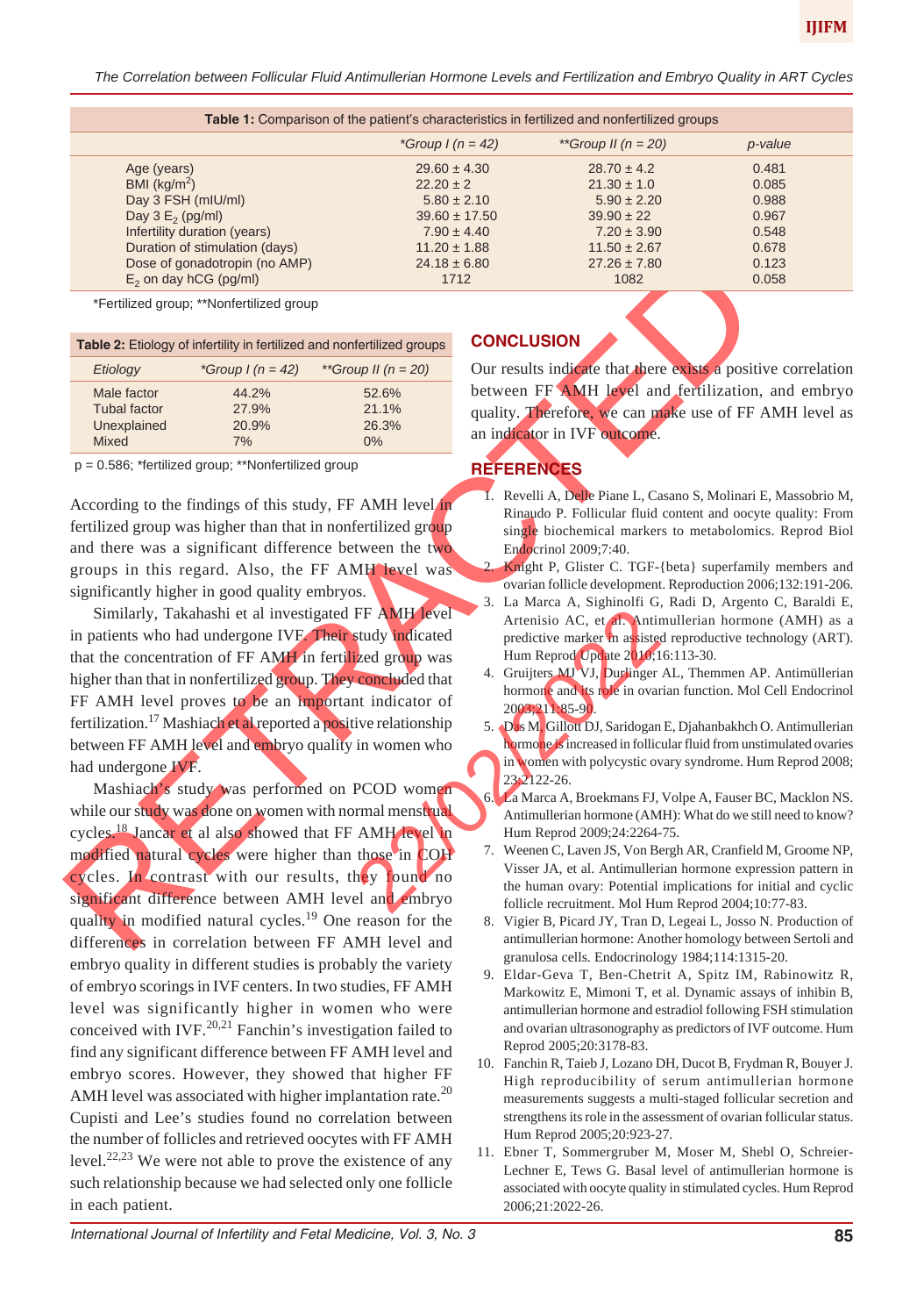**Table 1:** Comparison of the patient's characteristics in fertilized and nonfertilized groups

| | *Group I (n = 42) | **Group II (n = 20) | p-value |
|---|---|---|---|
| Age (years) | 29.60 ± 4.30 | 28.70 ± 4.2 | 0.481 |
| BMI (kg/m$^2$) | 22.20 ± 2 | 21.30 ± 1.0 | 0.085 |
| Day 3 FSH (mIU/ml) | 5.80 ± 2.10 | 5.90 ± 2.20 | 0.988 |
| Day 3 $E_2$ (pg/ml) | 39.60 ± 17.50 | 39.90 ± 22 | 0.967 |
| Infertility duration (years) | 7.90 ± 4.40 | 7.20 ± 3.90 | 0.548 |
| Duration of stimulation (days) | 11.20 ± 1.88 | 11.50 ± 2.67 | 0.678 |
| Dose of gonadotropin (no AMP) | 24.18 ± 6.80 | 27.26 ± 7.80 | 0.123 |
| $E_2$ on day hCG (pg/ml) | 1712 | 1082 | 0.058 |

*Fertilized group; **Nonfertilized group

**Table 2:** Etiology of infertility in fertilized and nonfertilized groups

| Etiology | *Group I (n = 42) | **Group II (n = 20) |
|---|---|---|
| Male factor | 44.2% | 52.6% |
| Tubal factor | 27.9% | 21.1% |
| Unexplained | 20.9% | 26.3% |
| Mixed | 7% | 0% |

p = 0.586; *fertilized group; **Nonfertilized group

According to the findings of this study, FF AMH level in fertilized group was higher than that in nonfertilized group and there was a significant difference between the two groups in this regard. Also, the FF AMH level was significantly higher in good quality embryos.

Similarly, Takahashi et al investigated FF AMH level in patients who had undergone IVF. Their study indicated that the concentration of FF AMH in fertilized group was higher than that in nonfertilized group. They concluded that FF AMH level proves to be an important indicator of fertilization.[17] Mashiach et al reported a positive relationship between FF AMH level and embryo quality in women who had undergone IVF.

Mashiach's study was performed on PCOD women while our study was done on women with normal menstrual cycles.[18] Jancar et al also showed that FF AMH level in modified natural cycles were higher than those in COH cycles. In contrast with our results, they found no significant difference between AMH level and embryo quality in modified natural cycles.[19] One reason for the differences in correlation between FF AMH level and embryo quality in different studies is probably the variety of embryo scorings in IVF centers. In two studies, FF AMH level was significantly higher in women who were conceived with IVF.[20,21] Fanchin's investigation failed to find any significant difference between FF AMH level and embryo scores. However, they showed that higher FF AMH level was associated with higher implantation rate.[20] Cupisti and Lee's studies found no correlation between the number of follicles and retrieved oocytes with FF AMH level.[22,23] We were not able to prove the existence of any such relationship because we had selected only one follicle in each patient.

## CONCLUSION

Our results indicate that there exists a positive correlation between FF AMH level and fertilization, and embryo quality. Therefore, we can make use of FF AMH level as an indicator in IVF outcome.

## REFERENCES

1. Revelli A, Delle Piane L, Casano S, Molinari E, Massobrio M, Rinaudo P. Follicular fluid content and oocyte quality: From single biochemical markers to metabolomics. Reprod Biol Endocrinol 2009;7:40.
2. Knight P, Glister C. TGF-{beta} superfamily members and ovarian follicle development. Reproduction 2006;132:191-206.
3. La Marca A, Sighinolfi G, Radi D, Argento C, Baraldi E, Artenisio AC, et al. Antimullerian hormone (AMH) as a predictive marker in assisted reproductive technology (ART). Hum Reprod Update 2010;16:113-30.
4. Gruijters MJ VJ, Durlinger AL, Themmen AP. Antimüllerian hormone and its role in ovarian function. Mol Cell Endocrinol 2003;211:85-90.
5. Das M, Gillott DJ, Saridogan E, Djahanbakhch O. Antimullerian hormone is increased in follicular fluid from unstimulated ovaries in women with polycystic ovary syndrome. Hum Reprod 2008;23:2122-26.
6. La Marca A, Broekmans FJ, Volpe A, Fauser BC, Macklon NS. Antimullerian hormone (AMH): What do we still need to know? Hum Reprod 2009;24:2264-75.
7. Weenen C, Laven JS, Von Bergh AR, Cranfield M, Groome NP, Visser JA, et al. Antimullerian hormone expression pattern in the human ovary: Potential implications for initial and cyclic follicle recruitment. Mol Hum Reprod 2004;10:77-83.
8. Vigier B, Picard JY, Tran D, Legeai L, Josso N. Production of antimullerian hormone: Another homology between Sertoli and granulosa cells. Endocrinology 1984;114:1315-20.
9. Eldar-Geva T, Ben-Chetrit A, Spitz IM, Rabinowitz R, Markowitz E, Mimoni T, et al. Dynamic assays of inhibin B, antimullerian hormone and estradiol following FSH stimulation and ovarian ultrasonography as predictors of IVF outcome. Hum Reprod 2005;20:3178-83.
10. Fanchin R, Taieb J, Lozano DH, Ducot B, Frydman R, Bouyer J. High reproducibility of serum antimullerian hormone measurements suggests a multi-staged follicular secretion and strengthens its role in the assessment of ovarian follicular status. Hum Reprod 2005;20:923-27.
11. Ebner T, Sommergruber M, Moser M, Shebl O, Schreier-Lechner E, Tews G. Basal level of antimullerian hormone is associated with oocyte quality in stimulated cycles. Hum Reprod 2006;21:2022-26.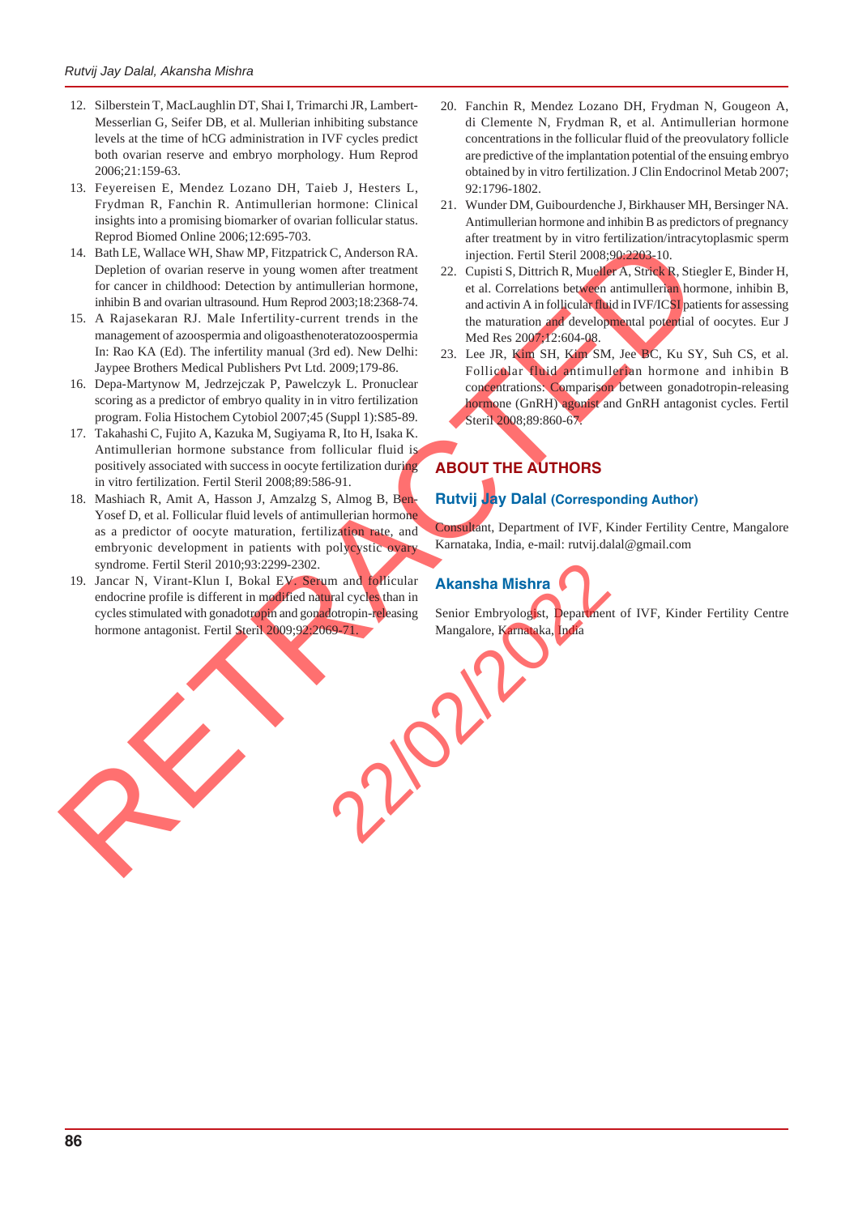12. Silberstein T, MacLaughlin DT, Shai I, Trimarchi JR, Lambert-Messerlian G, Seifer DB, et al. Mullerian inhibiting substance levels at the time of hCG administration in IVF cycles predict both ovarian reserve and embryo morphology. Hum Reprod 2006;21:159-63.
13. Feyereisen E, Mendez Lozano DH, Taieb J, Hesters L, Frydman R, Fanchin R. Antimullerian hormone: Clinical insights into a promising biomarker of ovarian follicular status. Reprod Biomed Online 2006;12:695-703.
14. Bath LE, Wallace WH, Shaw MP, Fitzpatrick C, Anderson RA. Depletion of ovarian reserve in young women after treatment for cancer in childhood: Detection by antimullerian hormone, inhibin B and ovarian ultrasound. Hum Reprod 2003;18:2368-74.
15. A Rajasekaran RJ. Male Infertility-current trends in the management of azoospermia and oligoasthenoteratozoospermia In: Rao KA (Ed). The infertility manual (3rd ed). New Delhi: Jaypee Brothers Medical Publishers Pvt Ltd. 2009;179-86.
16. Depa-Martynow M, Jedrzejczak P, Pawelczyk L. Pronuclear scoring as a predictor of embryo quality in in vitro fertilization program. Folia Histochem Cytobiol 2007;45 (Suppl 1):S85-89.
17. Takahashi C, Fujito A, Kazuka M, Sugiyama R, Ito H, Isaka K. Antimullerian hormone substance from follicular fluid is positively associated with success in oocyte fertilization during in vitro fertilization. Fertil Steril 2008;89:586-91.
18. Mashiach R, Amit A, Hasson J, Amzalzg S, Almog B, Ben-Yosef D, et al. Follicular fluid levels of antimullerian hormone as a predictor of oocyte maturation, fertilization rate, and embryonic development in patients with polycystic ovary syndrome. Fertil Steril 2010;93:2299-2302.
19. Jancar N, Virant-Klun I, Bokal EV. Serum and follicular endocrine profile is different in modified natural cycles than in cycles stimulated with gonadotropin and gonadotropin-releasing hormone antagonist. Fertil Steril 2009;92:2069-71.
20. Fanchin R, Mendez Lozano DH, Frydman N, Gougeon A, di Clemente N, Frydman R, et al. Antimullerian hormone concentrations in the follicular fluid of the preovulatory follicle are predictive of the implantation potential of the ensuing embryo obtained by in vitro fertilization. J Clin Endocrinol Metab 2007; 92:1796-1802.
21. Wunder DM, Guibourdenche J, Birkhauser MH, Bersinger NA. Antimullerian hormone and inhibin B as predictors of pregnancy after treatment by in vitro fertilization/intracytoplasmic sperm injection. Fertil Steril 2008;90:2203-10.
22. Cupisti S, Dittrich R, Mueller A, Strick R, Stiegler E, Binder H, et al. Correlations between antimullerian hormone, inhibin B, and activin A in follicular fluid in IVF/ICSI patients for assessing the maturation and developmental potential of oocytes. Eur J Med Res 2007;12:604-08.
23. Lee JR, Kim SH, Kim SM, Jee BC, Ku SY, Suh CS, et al. Follicular fluid antimullerian hormone and inhibin B concentrations: Comparison between gonadotropin-releasing hormone (GnRH) agonist and GnRH antagonist cycles. Fertil Steril 2008;89:860-67.

## ABOUT THE AUTHORS

### Rutvij Jay Dalal (Corresponding Author)

Consultant, Department of IVF, Kinder Fertility Centre, Mangalore Karnataka, India, e-mail: rutvij.dalal@gmail.com

### Akansha Mishra

Senior Embryologist, Department of IVF, Kinder Fertility Centre Mangalore, Karnataka, India

RETRACTED 22/02/2022